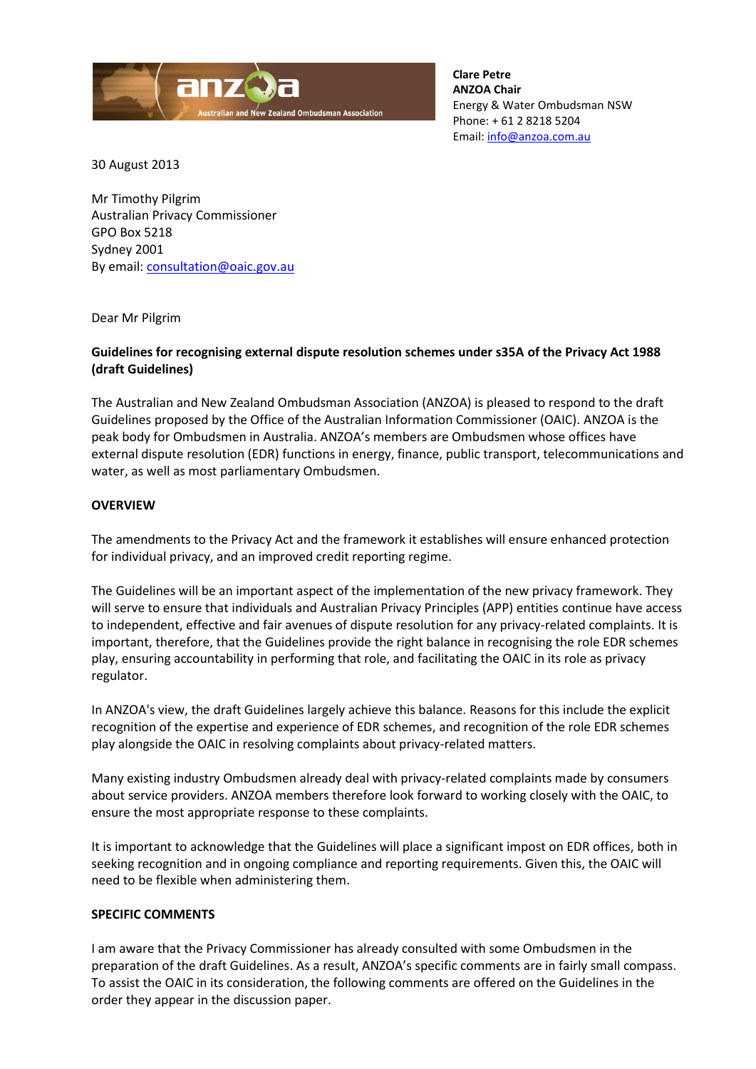**Clare Petre**
**ANZOA Chair**
Energy & Water Ombudsman NSW
Phone: + 61 2 8218 5204
Email: info@anzoa.com.au

30 August 2013

Mr Timothy Pilgrim
Australian Privacy Commissioner
GPO Box 5218
Sydney 2001
By email: consultation@oaic.gov.au

Dear Mr Pilgrim

**Guidelines for recognising external dispute resolution schemes under s35A of the Privacy Act 1988 (draft Guidelines)**

The Australian and New Zealand Ombudsman Association (ANZOA) is pleased to respond to the draft Guidelines proposed by the Office of the Australian Information Commissioner (OAIC). ANZOA is the peak body for Ombudsmen in Australia. ANZOA's members are Ombudsmen whose offices have external dispute resolution (EDR) functions in energy, finance, public transport, telecommunications and water, as well as most parliamentary Ombudsmen.

**OVERVIEW**

The amendments to the Privacy Act and the framework it establishes will ensure enhanced protection for individual privacy, and an improved credit reporting regime.

The Guidelines will be an important aspect of the implementation of the new privacy framework. They will serve to ensure that individuals and Australian Privacy Principles (APP) entities continue have access to independent, effective and fair avenues of dispute resolution for any privacy-related complaints. It is important, therefore, that the Guidelines provide the right balance in recognising the role EDR schemes play, ensuring accountability in performing that role, and facilitating the OAIC in its role as privacy regulator.

In ANZOA's view, the draft Guidelines largely achieve this balance. Reasons for this include the explicit recognition of the expertise and experience of EDR schemes, and recognition of the role EDR schemes play alongside the OAIC in resolving complaints about privacy-related matters.

Many existing industry Ombudsmen already deal with privacy-related complaints made by consumers about service providers. ANZOA members therefore look forward to working closely with the OAIC, to ensure the most appropriate response to these complaints.

It is important to acknowledge that the Guidelines will place a significant impost on EDR offices, both in seeking recognition and in ongoing compliance and reporting requirements. Given this, the OAIC will need to be flexible when administering them.

**SPECIFIC COMMENTS**

I am aware that the Privacy Commissioner has already consulted with some Ombudsmen in the preparation of the draft Guidelines. As a result, ANZOA's specific comments are in fairly small compass. To assist the OAIC in its consideration, the following comments are offered on the Guidelines in the order they appear in the discussion paper.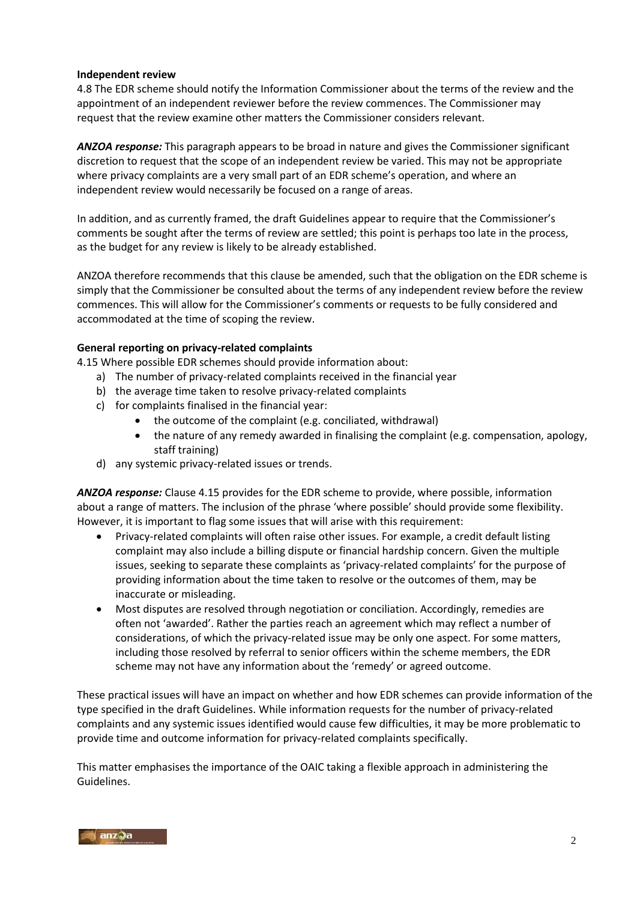**Independent review**

4.8 The EDR scheme should notify the Information Commissioner about the terms of the review and the appointment of an independent reviewer before the review commences. The Commissioner may request that the review examine other matters the Commissioner considers relevant.

***ANZOA response:*** This paragraph appears to be broad in nature and gives the Commissioner significant discretion to request that the scope of an independent review be varied. This may not be appropriate where privacy complaints are a very small part of an EDR scheme's operation, and where an independent review would necessarily be focused on a range of areas.

In addition, and as currently framed, the draft Guidelines appear to require that the Commissioner's comments be sought after the terms of review are settled; this point is perhaps too late in the process, as the budget for any review is likely to be already established.

ANZOA therefore recommends that this clause be amended, such that the obligation on the EDR scheme is simply that the Commissioner be consulted about the terms of any independent review before the review commences. This will allow for the Commissioner's comments or requests to be fully considered and accommodated at the time of scoping the review.

**General reporting on privacy-related complaints**

4.15 Where possible EDR schemes should provide information about:

a) The number of privacy-related complaints received in the financial year
b) the average time taken to resolve privacy-related complaints
c) for complaints finalised in the financial year:
    - the outcome of the complaint (e.g. conciliated, withdrawal)
    - the nature of any remedy awarded in finalising the complaint (e.g. compensation, apology, staff training)
d) any systemic privacy-related issues or trends.

***ANZOA response:*** Clause 4.15 provides for the EDR scheme to provide, where possible, information about a range of matters. The inclusion of the phrase 'where possible' should provide some flexibility. However, it is important to flag some issues that will arise with this requirement:

- Privacy-related complaints will often raise other issues. For example, a credit default listing complaint may also include a billing dispute or financial hardship concern. Given the multiple issues, seeking to separate these complaints as 'privacy-related complaints' for the purpose of providing information about the time taken to resolve or the outcomes of them, may be inaccurate or misleading.
- Most disputes are resolved through negotiation or conciliation. Accordingly, remedies are often not 'awarded'. Rather the parties reach an agreement which may reflect a number of considerations, of which the privacy-related issue may be only one aspect. For some matters, including those resolved by referral to senior officers within the scheme members, the EDR scheme may not have any information about the 'remedy' or agreed outcome.

These practical issues will have an impact on whether and how EDR schemes can provide information of the type specified in the draft Guidelines. While information requests for the number of privacy-related complaints and any systemic issues identified would cause few difficulties, it may be more problematic to provide time and outcome information for privacy-related complaints specifically.

This matter emphasises the importance of the OAIC taking a flexible approach in administering the Guidelines.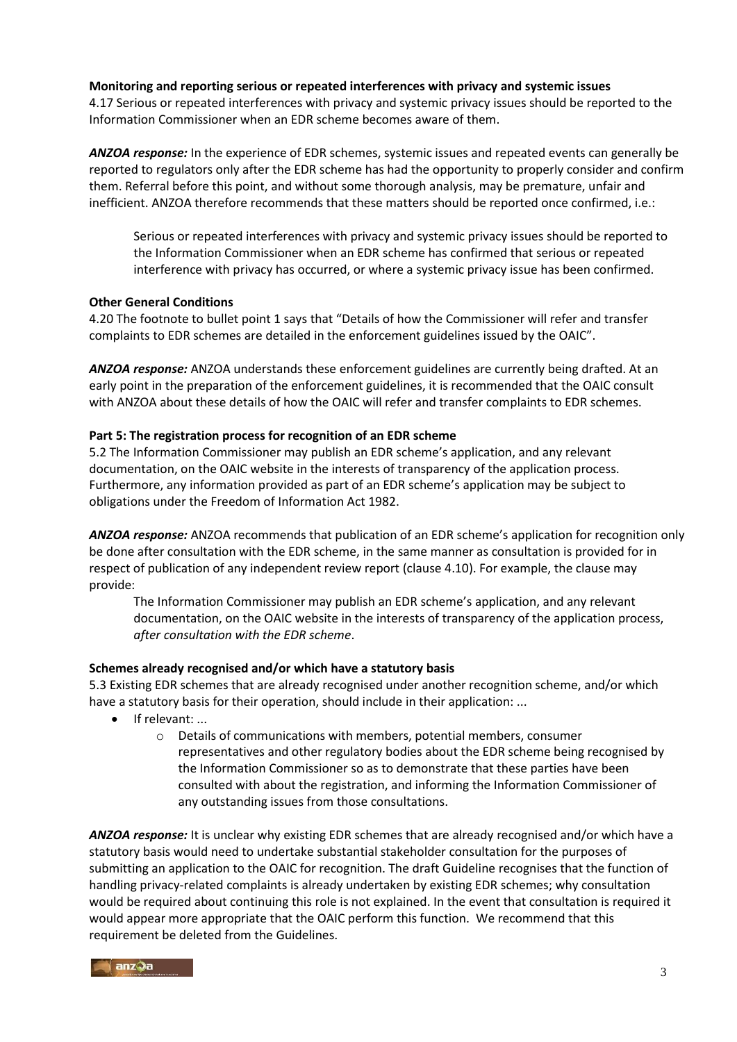**Monitoring and reporting serious or repeated interferences with privacy and systemic issues**

4.17 Serious or repeated interferences with privacy and systemic privacy issues should be reported to the Information Commissioner when an EDR scheme becomes aware of them.

***ANZOA response:*** In the experience of EDR schemes, systemic issues and repeated events can generally be reported to regulators only after the EDR scheme has had the opportunity to properly consider and confirm them. Referral before this point, and without some thorough analysis, may be premature, unfair and inefficient. ANZOA therefore recommends that these matters should be reported once confirmed, i.e.:

> Serious or repeated interferences with privacy and systemic privacy issues should be reported to the Information Commissioner when an EDR scheme has confirmed that serious or repeated interference with privacy has occurred, or where a systemic privacy issue has been confirmed.

**Other General Conditions**

4.20 The footnote to bullet point 1 says that "Details of how the Commissioner will refer and transfer complaints to EDR schemes are detailed in the enforcement guidelines issued by the OAIC".

***ANZOA response:*** ANZOA understands these enforcement guidelines are currently being drafted. At an early point in the preparation of the enforcement guidelines, it is recommended that the OAIC consult with ANZOA about these details of how the OAIC will refer and transfer complaints to EDR schemes.

**Part 5: The registration process for recognition of an EDR scheme**

5.2 The Information Commissioner may publish an EDR scheme's application, and any relevant documentation, on the OAIC website in the interests of transparency of the application process. Furthermore, any information provided as part of an EDR scheme's application may be subject to obligations under the Freedom of Information Act 1982.

***ANZOA response:*** ANZOA recommends that publication of an EDR scheme's application for recognition only be done after consultation with the EDR scheme, in the same manner as consultation is provided for in respect of publication of any independent review report (clause 4.10). For example, the clause may provide:

> The Information Commissioner may publish an EDR scheme's application, and any relevant documentation, on the OAIC website in the interests of transparency of the application process, *after consultation with the EDR scheme*.

**Schemes already recognised and/or which have a statutory basis**

5.3 Existing EDR schemes that are already recognised under another recognition scheme, and/or which have a statutory basis for their operation, should include in their application: ...

- If relevant: ...
  - Details of communications with members, potential members, consumer representatives and other regulatory bodies about the EDR scheme being recognised by the Information Commissioner so as to demonstrate that these parties have been consulted with about the registration, and informing the Information Commissioner of any outstanding issues from those consultations.

***ANZOA response:*** It is unclear why existing EDR schemes that are already recognised and/or which have a statutory basis would need to undertake substantial stakeholder consultation for the purposes of submitting an application to the OAIC for recognition. The draft Guideline recognises that the function of handling privacy-related complaints is already undertaken by existing EDR schemes; why consultation would be required about continuing this role is not explained. In the event that consultation is required it would appear more appropriate that the OAIC perform this function. We recommend that this requirement be deleted from the Guidelines.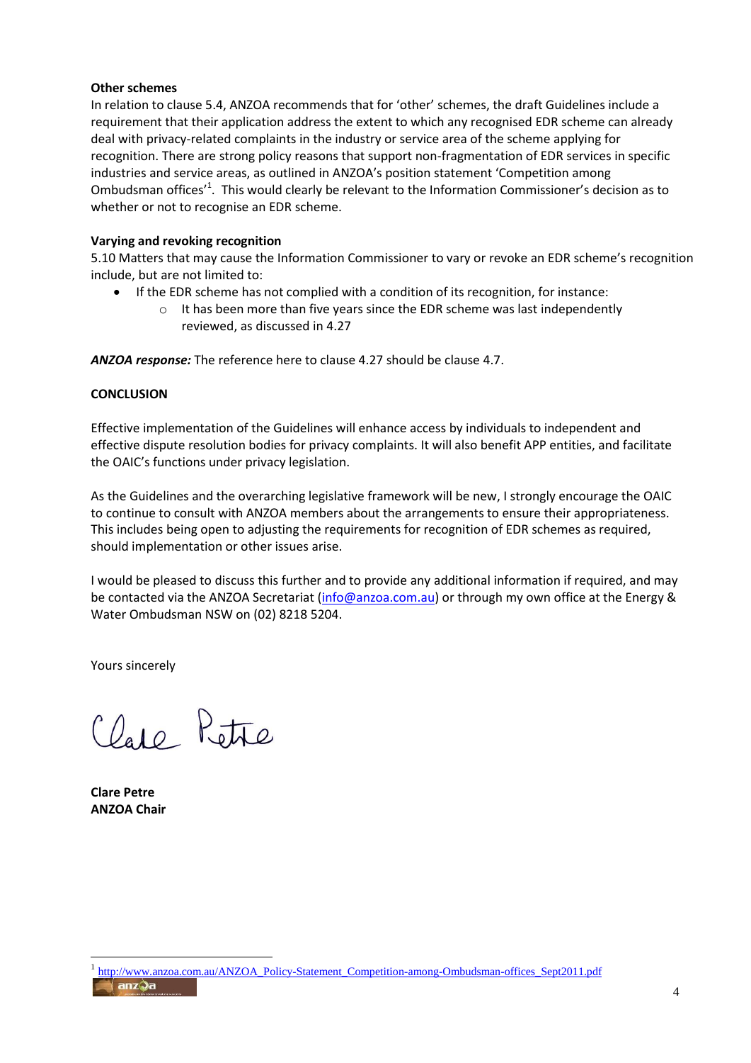**Other schemes**

In relation to clause 5.4, ANZOA recommends that for 'other' schemes, the draft Guidelines include a requirement that their application address the extent to which any recognised EDR scheme can already deal with privacy-related complaints in the industry or service area of the scheme applying for recognition. There are strong policy reasons that support non-fragmentation of EDR services in specific industries and service areas, as outlined in ANZOA's position statement 'Competition among Ombudsman offices'[1]. This would clearly be relevant to the Information Commissioner's decision as to whether or not to recognise an EDR scheme.

**Varying and revoking recognition**

5.10 Matters that may cause the Information Commissioner to vary or revoke an EDR scheme's recognition include, but are not limited to:

- If the EDR scheme has not complied with a condition of its recognition, for instance:
  - It has been more than five years since the EDR scheme was last independently reviewed, as discussed in 4.27

***ANZOA response:*** The reference here to clause 4.27 should be clause 4.7.

**CONCLUSION**

Effective implementation of the Guidelines will enhance access by individuals to independent and effective dispute resolution bodies for privacy complaints. It will also benefit APP entities, and facilitate the OAIC's functions under privacy legislation.

As the Guidelines and the overarching legislative framework will be new, I strongly encourage the OAIC to continue to consult with ANZOA members about the arrangements to ensure their appropriateness. This includes being open to adjusting the requirements for recognition of EDR schemes as required, should implementation or other issues arise.

I would be pleased to discuss this further and to provide any additional information if required, and may be contacted via the ANZOA Secretariat (info@anzoa.com.au) or through my own office at the Energy & Water Ombudsman NSW on (02) 8218 5204.

Yours sincerely

Clare Petre

**Clare Petre**
**ANZOA Chair**

[1] http://www.anzoa.com.au/ANZOA_Policy-Statement_Competition-among-Ombudsman-offices_Sept2011.pdf